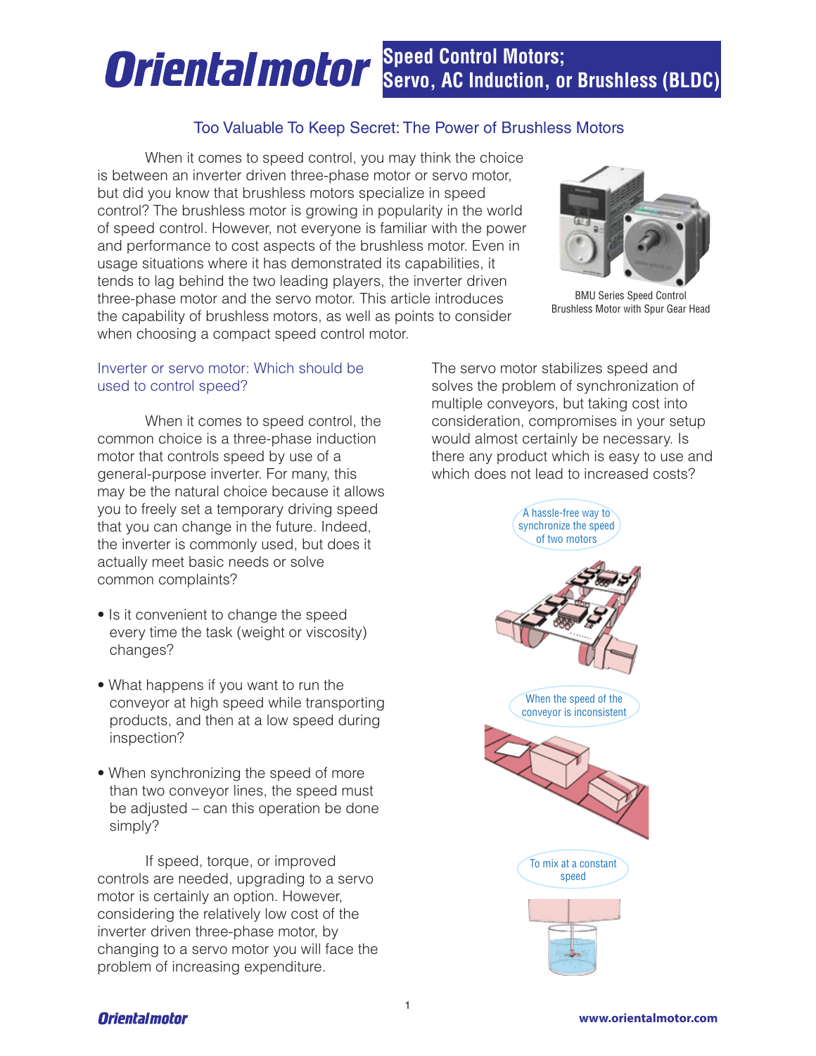# Speed Control Motors; Servo, AC Induction, or Brushless (BLDC)

## Too Valuable To Keep Secret: The Power of Brushless Motors

When it comes to speed control, you may think the choice is between an inverter driven three-phase motor or servo motor, but did you know that brushless motors specialize in speed control? The brushless motor is growing in popularity in the world of speed control. However, not everyone is familiar with the power and performance to cost aspects of the brushless motor. Even in usage situations where it has demonstrated its capabilities, it tends to lag behind the two leading players, the inverter driven three-phase motor and the servo motor. This article introduces the capability of brushless motors, as well as points to consider when choosing a compact speed control motor.

BMU Series Speed Control Brushless Motor with Spur Gear Head

### Inverter or servo motor: Which should be used to control speed?

When it comes to speed control, the common choice is a three-phase induction motor that controls speed by use of a general-purpose inverter. For many, this may be the natural choice because it allows you to freely set a temporary driving speed that you can change in the future. Indeed, the inverter is commonly used, but does it actually meet basic needs or solve common complaints?

- Is it convenient to change the speed every time the task (weight or viscosity) changes?
- What happens if you want to run the conveyor at high speed while transporting products, and then at a low speed during inspection?
- When synchronizing the speed of more than two conveyor lines, the speed must be adjusted – can this operation be done simply?

If speed, torque, or improved controls are needed, upgrading to a servo motor is certainly an option. However, considering the relatively low cost of the inverter driven three-phase motor, by changing to a servo motor you will face the problem of increasing expenditure.

The servo motor stabilizes speed and solves the problem of synchronization of multiple conveyors, but taking cost into consideration, compromises in your setup would almost certainly be necessary. Is there any product which is easy to use and which does not lead to increased costs?

A hassle-free way to synchronize the speed of two motors

When the speed of the conveyor is inconsistent

To mix at a constant speed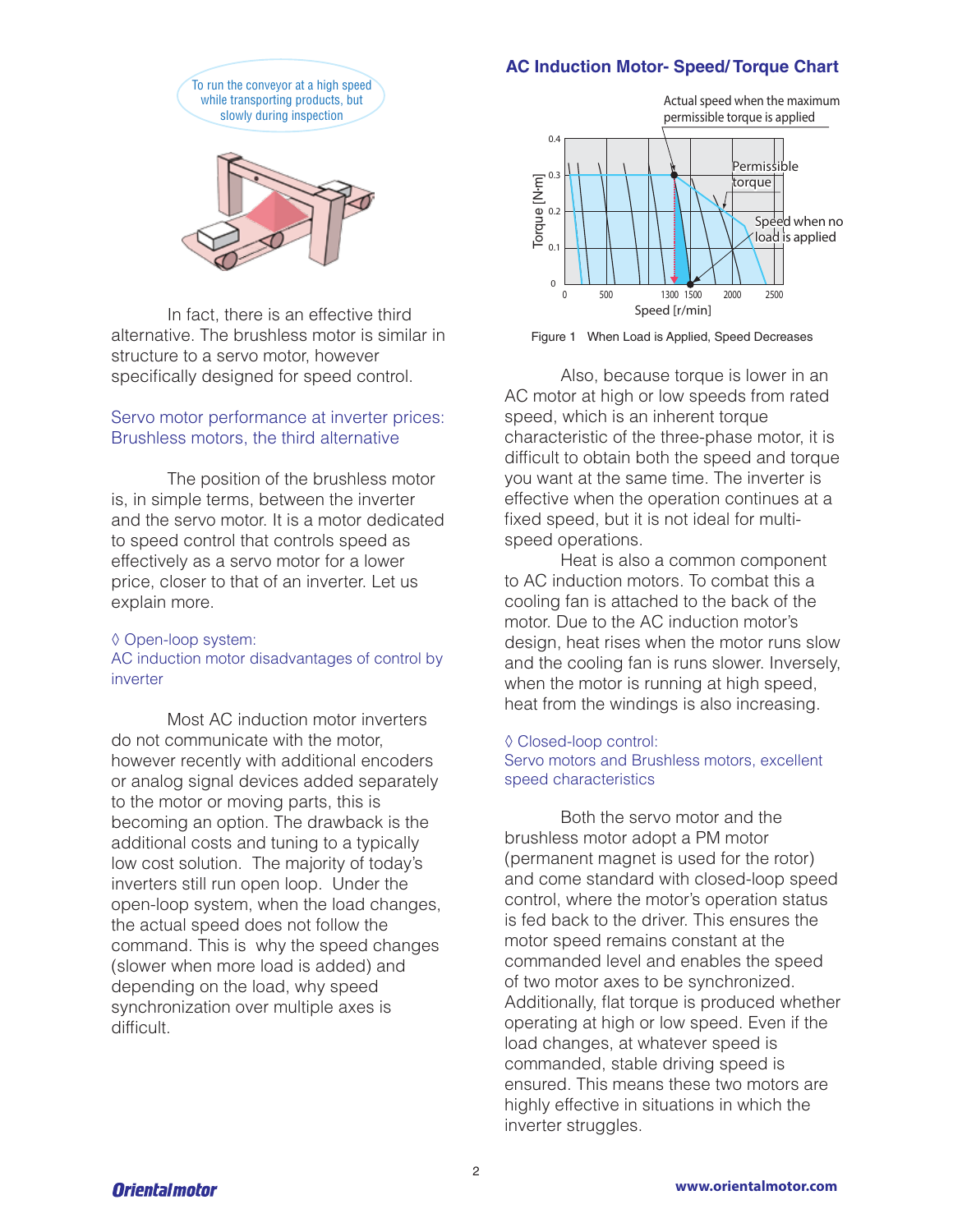To run the conveyor at a high speed while transporting products, but slowly during inspection

In fact, there is an effective third alternative. The brushless motor is similar in structure to a servo motor, however specifically designed for speed control.

## Servo motor performance at inverter prices: Brushless motors, the third alternative

The position of the brushless motor is, in simple terms, between the inverter and the servo motor. It is a motor dedicated to speed control that controls speed as effectively as a servo motor for a lower price, closer to that of an inverter. Let us explain more.

### ◊ Open-loop system: AC induction motor disadvantages of control by inverter

Most AC induction motor inverters do not communicate with the motor, however recently with additional encoders or analog signal devices added separately to the motor or moving parts, this is becoming an option. The drawback is the additional costs and tuning to a typically low cost solution. The majority of today's inverters still run open loop. Under the open-loop system, when the load changes, the actual speed does not follow the command. This is why the speed changes (slower when more load is added) and depending on the load, why speed synchronization over multiple axes is difficult.

**AC Induction Motor- Speed/ Torque Chart**

Actual speed when the maximum permissible torque is applied

Permissible torque

Speed when no load is applied

Torque [N·m]: 0, 0.1, 0.2, 0.3, 0.4

Speed [r/min]: 0, 500, 1300, 1500, 2000, 2500

Figure 1 When Load is Applied, Speed Decreases

Also, because torque is lower in an AC motor at high or low speeds from rated speed, which is an inherent torque characteristic of the three-phase motor, it is difficult to obtain both the speed and torque you want at the same time. The inverter is effective when the operation continues at a fixed speed, but it is not ideal for multi-speed operations.

Heat is also a common component to AC induction motors. To combat this a cooling fan is attached to the back of the motor. Due to the AC induction motor's design, heat rises when the motor runs slow and the cooling fan is runs slower. Inversely, when the motor is running at high speed, heat from the windings is also increasing.

### ◊ Closed-loop control: Servo motors and Brushless motors, excellent speed characteristics

Both the servo motor and the brushless motor adopt a PM motor (permanent magnet is used for the rotor) and come standard with closed-loop speed control, where the motor's operation status is fed back to the driver. This ensures the motor speed remains constant at the commanded level and enables the speed of two motor axes to be synchronized. Additionally, flat torque is produced whether operating at high or low speed. Even if the load changes, at whatever speed is commanded, stable driving speed is ensured. This means these two motors are highly effective in situations in which the inverter struggles.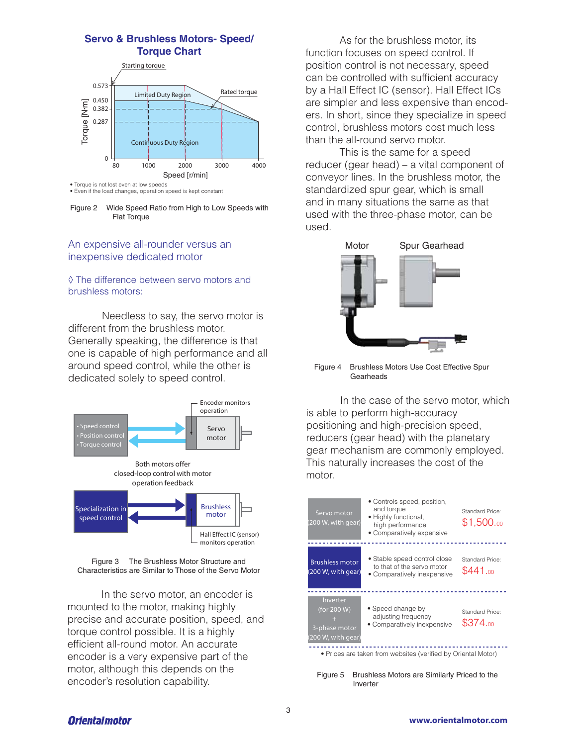## Servo & Brushless Motors- Speed/Torque Chart

Starting torque

Rated torque

Limited Duty Region

Continuous Duty Region

Torque [N·m]: 0.573, 0.450, 0.382, 0.287, 0

Speed [r/min]: 80, 1000, 2000, 3000, 4000

- Torque is not lost even at low speeds
- Even if the load changes, operation speed is kept constant

Figure 2 Wide Speed Ratio from High to Low Speeds with Flat Torque

### An expensive all-rounder versus an inexpensive dedicated motor

#### ◊ The difference between servo motors and brushless motors:

Needless to say, the servo motor is different from the brushless motor. Generally speaking, the difference is that one is capable of high performance and all around speed control, while the other is dedicated solely to speed control.

- Speed control
- Position control
- Torque control

Servo motor

Encoder monitors operation

Both motors offer closed-loop control with motor operation feedback

Specialization in speed control

Brushless motor

Hall Effect IC (sensor) monitors operation

Figure 3 The Brushless Motor Structure and Characteristics are Similar to Those of the Servo Motor

In the servo motor, an encoder is mounted to the motor, making highly precise and accurate position, speed, and torque control possible. It is a highly efficient all-round motor. An accurate encoder is a very expensive part of the motor, although this depends on the encoder's resolution capability.

As for the brushless motor, its function focuses on speed control. If position control is not necessary, speed can be controlled with sufficient accuracy by a Hall Effect IC (sensor). Hall Effect ICs are simpler and less expensive than encoders. In short, since they specialize in speed control, brushless motors cost much less than the all-round servo motor.

This is the same for a speed reducer (gear head) – a vital component of conveyor lines. In the brushless motor, the standardized spur gear, which is small and in many situations the same as that used with the three-phase motor, can be used.

Motor Spur Gearhead

Figure 4 Brushless Motors Use Cost Effective Spur Gearheads

In the case of the servo motor, which is able to perform high-accuracy positioning and high-precision speed, reducers (gear head) with the planetary gear mechanism are commonly employed. This naturally increases the cost of the motor.

| Motor | Features | Price |
|---|---|---|
| Servo motor (200 W, with gear) | • Controls speed, position, and torque • Highly functional, high performance • Comparatively expensive | Standard Price: $1,500.00 |
| Brushless motor (200 W, with gear) | • Stable speed control close to that of the servo motor • Comparatively inexpensive | Standard Price: $441.00 |
| Inverter (for 200 W) + 3-phase motor (200 W, with gear) | • Speed change by adjusting frequency • Comparatively inexpensive | Standard Price: $374.00 |

- Prices are taken from websites (verified by Oriental Motor)

Figure 5 Brushless Motors are Similarly Priced to the Inverter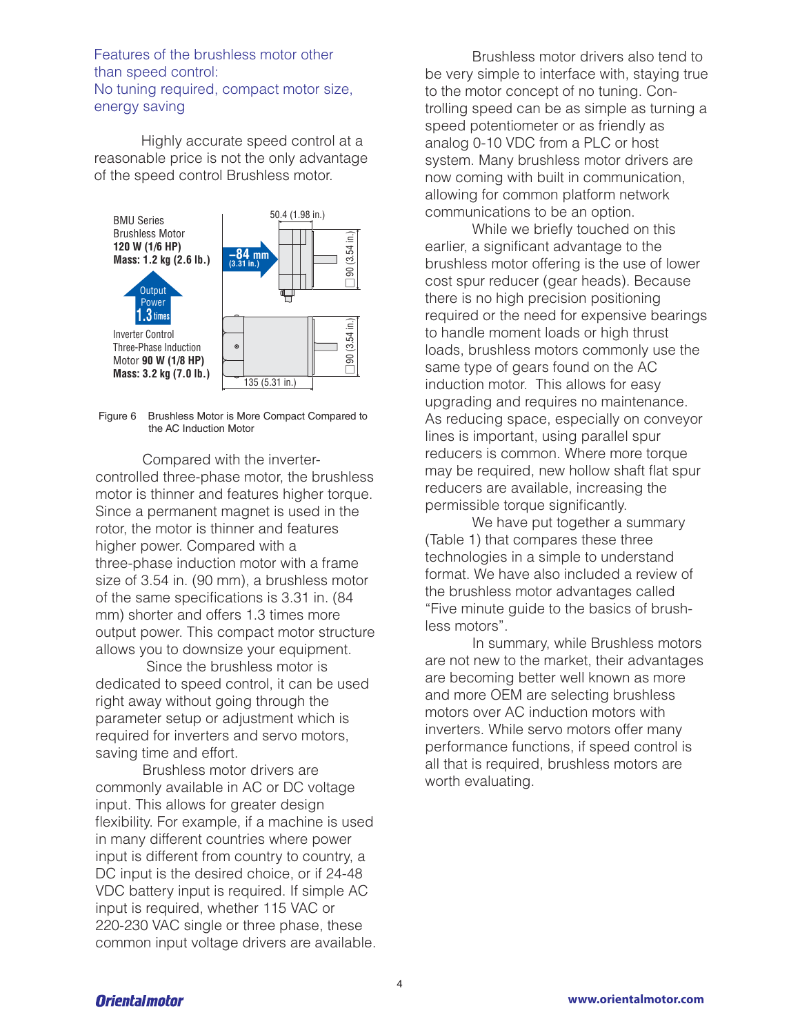### Features of the brushless motor other than speed control: No tuning required, compact motor size, energy saving

Highly accurate speed control at a reasonable price is not the only advantage of the speed control Brushless motor.

BMU Series
Brushless Motor
**120 W (1/6 HP)**
**Mass: 1.2 kg (2.6 lb.)**

Output Power 1.3 times

Inverter Control
Three-Phase Induction
Motor **90 W (1/8 HP)**
**Mass: 3.2 kg (7.0 lb.)**

50.4 (1.98 in.)
–84 mm (3.31 in.)
□90 (3.54 in.)
□90 (3.54 in.)
135 (5.31 in.)

Figure 6 Brushless Motor is More Compact Compared to the AC Induction Motor

Compared with the inverter-controlled three-phase motor, the brushless motor is thinner and features higher torque. Since a permanent magnet is used in the rotor, the motor is thinner and features higher power. Compared with a three-phase induction motor with a frame size of 3.54 in. (90 mm), a brushless motor of the same specifications is 3.31 in. (84 mm) shorter and offers 1.3 times more output power. This compact motor structure allows you to downsize your equipment.

Since the brushless motor is dedicated to speed control, it can be used right away without going through the parameter setup or adjustment which is required for inverters and servo motors, saving time and effort.

Brushless motor drivers are commonly available in AC or DC voltage input. This allows for greater design flexibility. For example, if a machine is used in many different countries where power input is different from country to country, a DC input is the desired choice, or if 24-48 VDC battery input is required. If simple AC input is required, whether 115 VAC or 220-230 VAC single or three phase, these common input voltage drivers are available.

Brushless motor drivers also tend to be very simple to interface with, staying true to the motor concept of no tuning. Controlling speed can be as simple as turning a speed potentiometer or as friendly as analog 0-10 VDC from a PLC or host system. Many brushless motor drivers are now coming with built in communication, allowing for common platform network communications to be an option.

While we briefly touched on this earlier, a significant advantage to the brushless motor offering is the use of lower cost spur reducer (gear heads). Because there is no high precision positioning required or the need for expensive bearings to handle moment loads or high thrust loads, brushless motors commonly use the same type of gears found on the AC induction motor. This allows for easy upgrading and requires no maintenance. As reducing space, especially on conveyor lines is important, using parallel spur reducers is common. Where more torque may be required, new hollow shaft flat spur reducers are available, increasing the permissible torque significantly.

We have put together a summary (Table 1) that compares these three technologies in a simple to understand format. We have also included a review of the brushless motor advantages called "Five minute guide to the basics of brushless motors".

In summary, while Brushless motors are not new to the market, their advantages are becoming better well known as more and more OEM are selecting brushless motors over AC induction motors with inverters. While servo motors offer many performance functions, if speed control is all that is required, brushless motors are worth evaluating.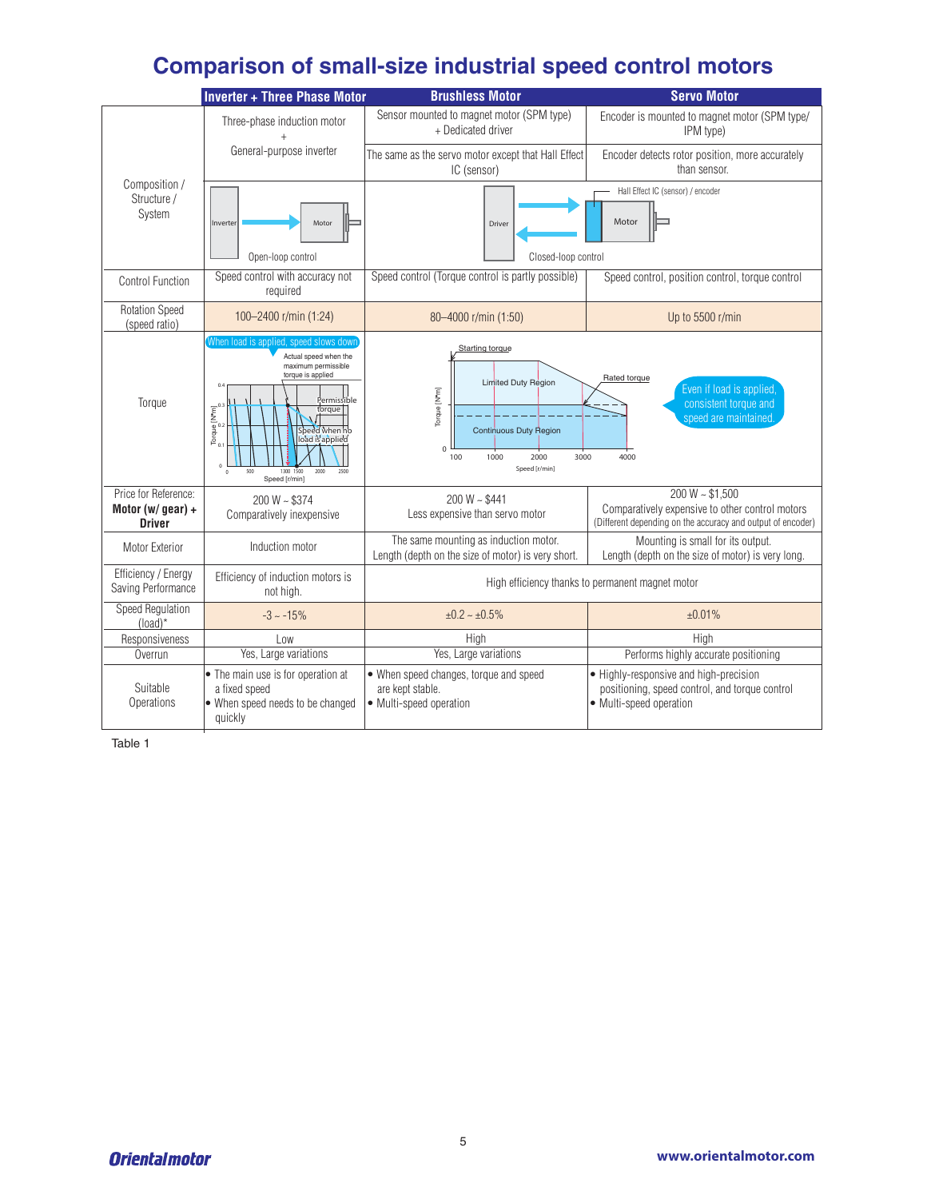# Comparison of small-size industrial speed control motors

| | Inverter + Three Phase Motor | Brushless Motor | Servo Motor |
|---|---|---|---|
| Composition / Structure / System | Three-phase induction motor + General-purpose inverter | Sensor mounted to magnet motor (SPM type) + Dedicated driver | Encoder is mounted to magnet motor (SPM type/ IPM type) |
| | | The same as the servo motor except that Hall Effect IC (sensor) | Encoder detects rotor position, more accurately than sensor. |
| | Inverter → Motor<br>Open-loop control | Driver ⇄ Motor (Hall Effect IC (sensor) / encoder)<br>Closed-loop control | |
| Control Function | Speed control with accuracy not required | Speed control (Torque control is partly possible) | Speed control, position control, torque control |
| Rotation Speed (speed ratio) | 100–2400 r/min (1:24) | 80–4000 r/min (1:50) | Up to 5500 r/min |
| Torque | When load is applied, speed slows down<br>Actual speed when the maximum permissible torque is applied<br>Permissible torque<br>Speed when no load is applied<br>Torque [N·m] / Speed [r/min] | Starting torque<br>Limited Duty Region<br>Rated torque<br>Continuous Duty Region<br>Torque [N·m] / Speed [r/min]<br>Even if load is applied, consistent torque and speed are maintained. | |
| Price for Reference: **Motor (w/ gear) + Driver** | 200 W ~ $374<br>Comparatively inexpensive | 200 W ~ $441<br>Less expensive than servo motor | 200 W ~ $1,500<br>Comparatively expensive to other control motors<br>(Different depending on the accuracy and output of encoder) |
| Motor Exterior | Induction motor | The same mounting as induction motor.<br>Length (depth on the size of motor) is very short. | Mounting is small for its output.<br>Length (depth on the size of motor) is very long. |
| Efficiency / Energy Saving Performance | Efficiency of induction motors is not high. | High efficiency thanks to permanent magnet motor | |
| Speed Regulation (load)* | -3 ~ -15% | ±0.2 ~ ±0.5% | ±0.01% |
| Responsiveness | Low | High | High |
| Overrun | Yes, Large variations | Yes, Large variations | Performs highly accurate positioning |
| Suitable Operations | • The main use is for operation at a fixed speed<br>• When speed needs to be changed quickly | • When speed changes, torque and speed are kept stable.<br>• Multi-speed operation | • Highly-responsive and high-precision positioning, speed control, and torque control<br>• Multi-speed operation |

Table 1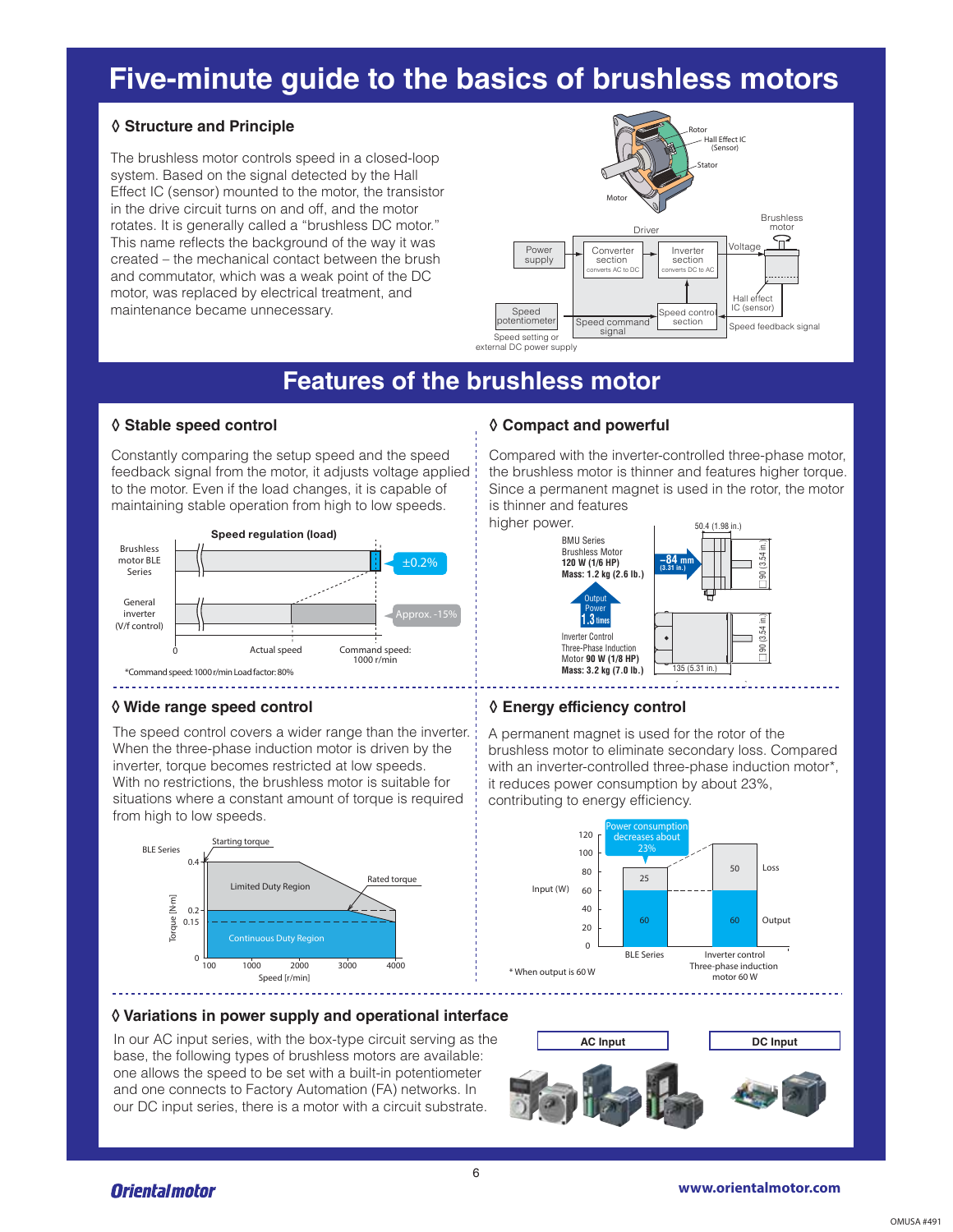# Five-minute guide to the basics of brushless motors

## ◊ Structure and Principle

The brushless motor controls speed in a closed-loop system. Based on the signal detected by the Hall Effect IC (sensor) mounted to the motor, the transistor in the drive circuit turns on and off, and the motor rotates. It is generally called a "brushless DC motor." This name reflects the background of the way it was created – the mechanical contact between the brush and commutator, which was a weak point of the DC motor, was replaced by electrical treatment, and maintenance became unnecessary.

Rotor
Hall Effect IC (Sensor)
Stator
Motor
Driver
Brushless motor
Power supply
Converter section
converts AC to DC
Inverter section
converts DC to AC
Voltage
Hall effect IC (sensor)
Speed potentiometer
Speed command signal
Speed control section
Speed feedback signal
Speed setting or external DC power supply

# Features of the brushless motor

## ◊ Stable speed control

Constantly comparing the setup speed and the speed feedback signal from the motor, it adjusts voltage applied to the motor. Even if the load changes, it is capable of maintaining stable operation from high to low speeds.

Speed regulation (load)
Brushless motor BLE Series
General inverter (V/f control)
±0.2%
Approx. -15%
0
Actual speed
Command speed: 1000 r/min

*Command speed: 1000 r/min Load factor: 80%

## ◊ Compact and powerful

Compared with the inverter-controlled three-phase motor, the brushless motor is thinner and features higher torque. Since a permanent magnet is used in the rotor, the motor is thinner and features higher power.

BMU Series
Brushless Motor
**120 W (1/6 HP)**
**Mass: 1.2 kg (2.6 lb.)**
−84 mm (3.31 in.)
50.4 (1.98 in.)
□90 (3.54 in.)
Output Power 1.3 times
Inverter Control
Three-Phase Induction
Motor **90 W (1/8 HP)**
**Mass: 3.2 kg (7.0 lb.)**
135 (5.31 in.)
□90 (3.54 in.)

## ◊ Wide range speed control

The speed control covers a wider range than the inverter. When the three-phase induction motor is driven by the inverter, torque becomes restricted at low speeds. With no restrictions, the brushless motor is suitable for situations where a constant amount of torque is required from high to low speeds.

BLE Series
Starting torque
Rated torque
Limited Duty Region
Continuous Duty Region
Torque [N·m]
0.4
0.2
0.15
0
100
1000
2000
3000
4000
Speed [r/min]

## ◊ Energy efficiency control

A permanent magnet is used for the rotor of the brushless motor to eliminate secondary loss. Compared with an inverter-controlled three-phase induction motor*, it reduces power consumption by about 23%, contributing to energy efficiency.

Power consumption decreases about 23%
Input (W)
120
100
80
60
40
20
0
25
60
50
60
Loss
Output
BLE Series
Inverter control Three-phase induction motor 60 W

* When output is 60 W

## ◊ Variations in power supply and operational interface

In our AC input series, with the box-type circuit serving as the base, the following types of brushless motors are available: one allows the speed to be set with a built-in potentiometer and one connects to Factory Automation (FA) networks. In our DC input series, there is a motor with a circuit substrate.

AC Input
DC Input

Orientalmotor
www.orientalmotor.com
OMUSA #491